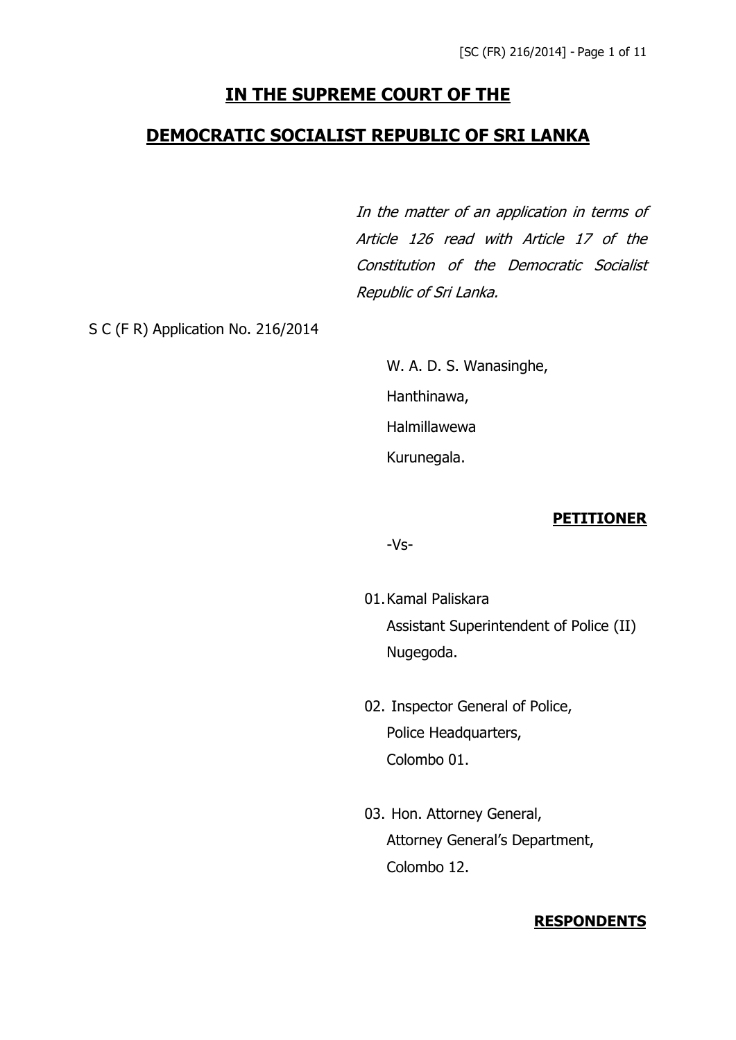# **IN THE SUPREME COURT OF THE**

# **DEMOCRATIC SOCIALIST REPUBLIC OF SRI LANKA**

*In the matter of an application in terms of Article 126 read with Article 17 of the Constitution of the Democratic Socialist Republic of Sri Lanka.*

S C (F R) Application No. 216/2014

W. A. D. S. Wanasinghe,
Hanthinawa,
Halmillawewa
Kurunegala.

**PETITIONER**

-Vs-

01. Kamal Paliskara
Assistant Superintendent of Police (II)
Nugegoda.

02. Inspector General of Police,
Police Headquarters,
Colombo 01.

03. Hon. Attorney General,
Attorney General's Department,
Colombo 12.

**RESPONDENTS**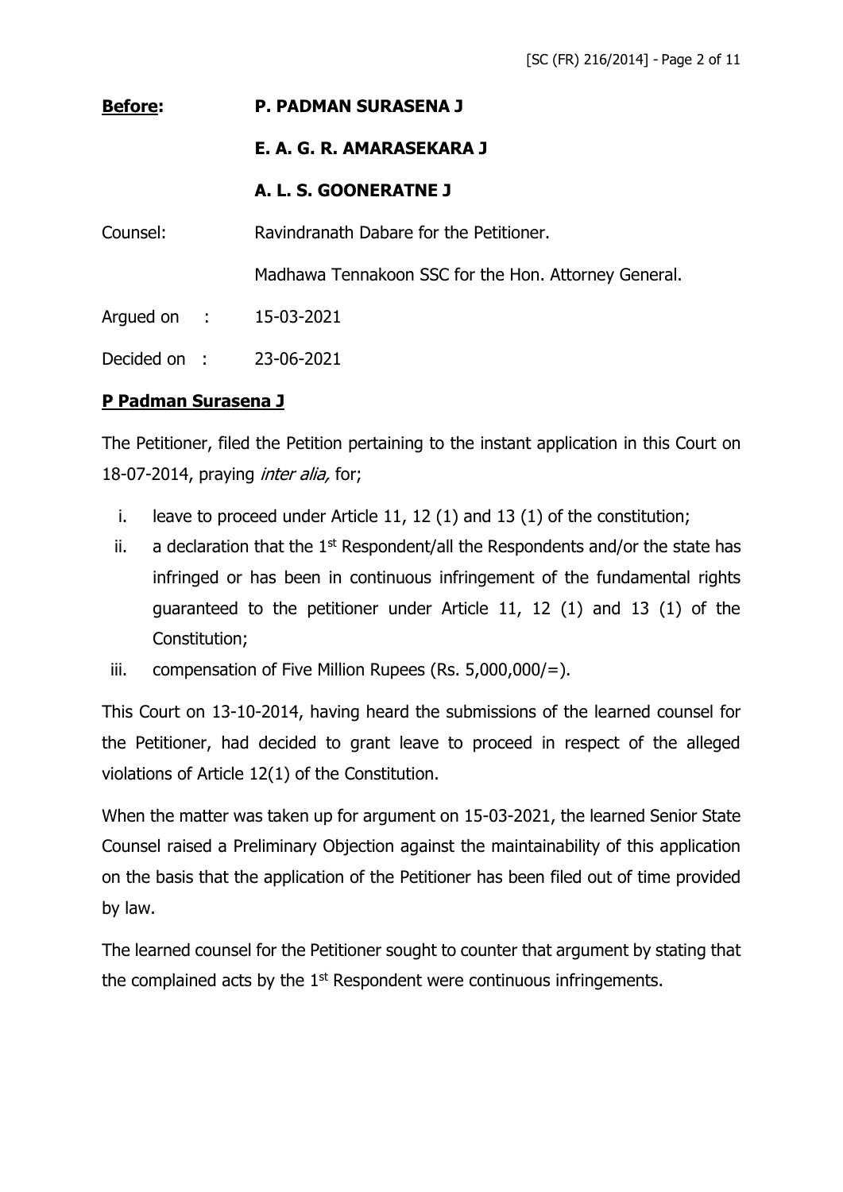**Before:** **P. PADMAN SURASENA J**

**E. A. G. R. AMARASEKARA J**

**A. L. S. GOONERATNE J**

Counsel: Ravindranath Dabare for the Petitioner.

Madhawa Tennakoon SSC for the Hon. Attorney General.

Argued on : 15-03-2021

Decided on : 23-06-2021

**P Padman Surasena J**

The Petitioner, filed the Petition pertaining to the instant application in this Court on 18-07-2014, praying *inter alia,* for;

i. leave to proceed under Article 11, 12 (1) and 13 (1) of the constitution;

ii. a declaration that the 1st Respondent/all the Respondents and/or the state has infringed or has been in continuous infringement of the fundamental rights guaranteed to the petitioner under Article 11, 12 (1) and 13 (1) of the Constitution;

iii. compensation of Five Million Rupees (Rs. 5,000,000/=).

This Court on 13-10-2014, having heard the submissions of the learned counsel for the Petitioner, had decided to grant leave to proceed in respect of the alleged violations of Article 12(1) of the Constitution.

When the matter was taken up for argument on 15-03-2021, the learned Senior State Counsel raised a Preliminary Objection against the maintainability of this application on the basis that the application of the Petitioner has been filed out of time provided by law.

The learned counsel for the Petitioner sought to counter that argument by stating that the complained acts by the 1st Respondent were continuous infringements.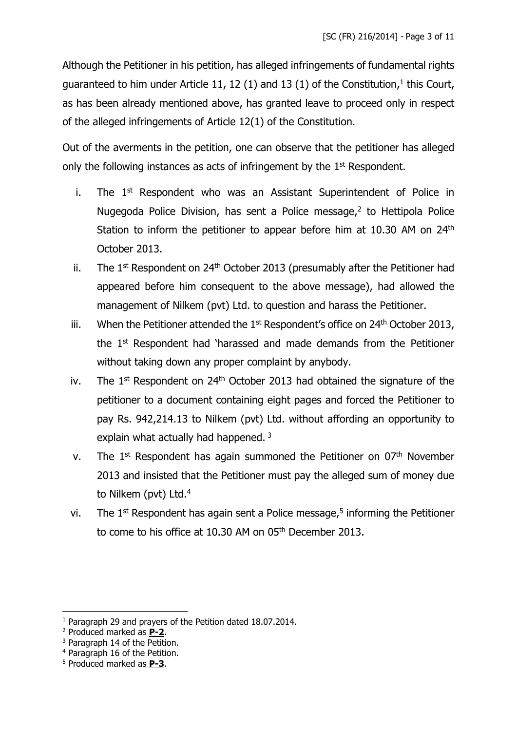Although the Petitioner in his petition, has alleged infringements of fundamental rights guaranteed to him under Article 11, 12 (1) and 13 (1) of the Constitution,[1] this Court, as has been already mentioned above, has granted leave to proceed only in respect of the alleged infringements of Article 12(1) of the Constitution.

Out of the averments in the petition, one can observe that the petitioner has alleged only the following instances as acts of infringement by the 1st Respondent.

i. The 1st Respondent who was an Assistant Superintendent of Police in Nugegoda Police Division, has sent a Police message,[2] to Hettipola Police Station to inform the petitioner to appear before him at 10.30 AM on 24th October 2013.

ii. The 1st Respondent on 24th October 2013 (presumably after the Petitioner had appeared before him consequent to the above message), had allowed the management of Nilkem (pvt) Ltd. to question and harass the Petitioner.

iii. When the Petitioner attended the 1st Respondent's office on 24th October 2013, the 1st Respondent had 'harassed and made demands from the Petitioner without taking down any proper complaint by anybody.

iv. The 1st Respondent on 24th October 2013 had obtained the signature of the petitioner to a document containing eight pages and forced the Petitioner to pay Rs. 942,214.13 to Nilkem (pvt) Ltd. without affording an opportunity to explain what actually had happened. [3]

v. The 1st Respondent has again summoned the Petitioner on 07th November 2013 and insisted that the Petitioner must pay the alleged sum of money due to Nilkem (pvt) Ltd.[4]

vi. The 1st Respondent has again sent a Police message,[5] informing the Petitioner to come to his office at 10.30 AM on 05th December 2013.

---

[1] Paragraph 29 and prayers of the Petition dated 18.07.2014.

[2] Produced marked as **P-2**.

[3] Paragraph 14 of the Petition.

[4] Paragraph 16 of the Petition.

[5] Produced marked as **P-3**.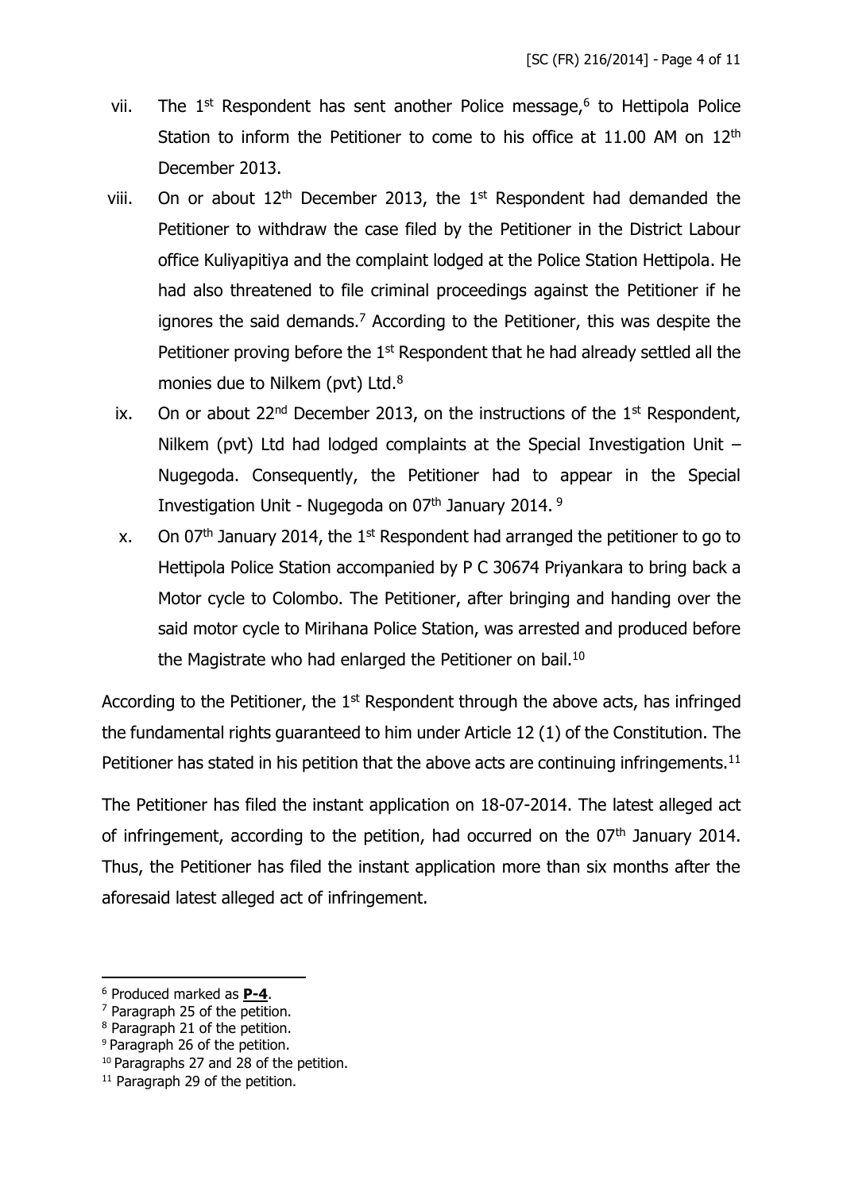vii. The 1st Respondent has sent another Police message,[6] to Hettipola Police Station to inform the Petitioner to come to his office at 11.00 AM on 12th December 2013.

viii. On or about 12th December 2013, the 1st Respondent had demanded the Petitioner to withdraw the case filed by the Petitioner in the District Labour office Kuliyapitiya and the complaint lodged at the Police Station Hettipola. He had also threatened to file criminal proceedings against the Petitioner if he ignores the said demands.[7] According to the Petitioner, this was despite the Petitioner proving before the 1st Respondent that he had already settled all the monies due to Nilkem (pvt) Ltd.[8]

ix. On or about 22nd December 2013, on the instructions of the 1st Respondent, Nilkem (pvt) Ltd had lodged complaints at the Special Investigation Unit – Nugegoda. Consequently, the Petitioner had to appear in the Special Investigation Unit - Nugegoda on 07th January 2014. [9]

x. On 07th January 2014, the 1st Respondent had arranged the petitioner to go to Hettipola Police Station accompanied by P C 30674 Priyankara to bring back a Motor cycle to Colombo. The Petitioner, after bringing and handing over the said motor cycle to Mirihana Police Station, was arrested and produced before the Magistrate who had enlarged the Petitioner on bail.[10]

According to the Petitioner, the 1st Respondent through the above acts, has infringed the fundamental rights guaranteed to him under Article 12 (1) of the Constitution. The Petitioner has stated in his petition that the above acts are continuing infringements.[11]

The Petitioner has filed the instant application on 18-07-2014. The latest alleged act of infringement, according to the petition, had occurred on the 07th January 2014. Thus, the Petitioner has filed the instant application more than six months after the aforesaid latest alleged act of infringement.

---

[6] Produced marked as **P-4**.

[7] Paragraph 25 of the petition.

[8] Paragraph 21 of the petition.

[9] Paragraph 26 of the petition.

[10] Paragraphs 27 and 28 of the petition.

[11] Paragraph 29 of the petition.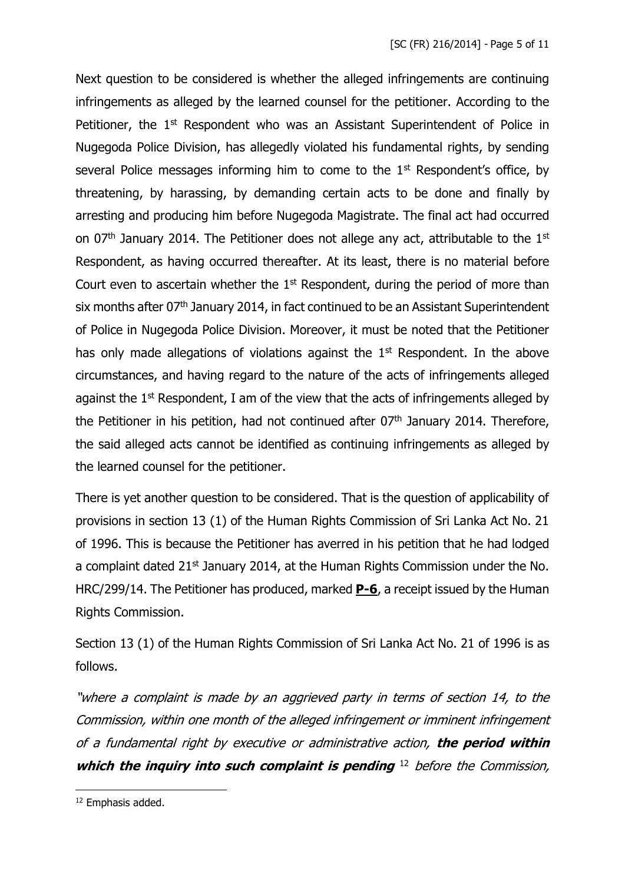Next question to be considered is whether the alleged infringements are continuing infringements as alleged by the learned counsel for the petitioner. According to the Petitioner, the 1st Respondent who was an Assistant Superintendent of Police in Nugegoda Police Division, has allegedly violated his fundamental rights, by sending several Police messages informing him to come to the 1st Respondent's office, by threatening, by harassing, by demanding certain acts to be done and finally by arresting and producing him before Nugegoda Magistrate. The final act had occurred on 07th January 2014. The Petitioner does not allege any act, attributable to the 1st Respondent, as having occurred thereafter. At its least, there is no material before Court even to ascertain whether the 1st Respondent, during the period of more than six months after 07th January 2014, in fact continued to be an Assistant Superintendent of Police in Nugegoda Police Division. Moreover, it must be noted that the Petitioner has only made allegations of violations against the 1st Respondent. In the above circumstances, and having regard to the nature of the acts of infringements alleged against the 1st Respondent, I am of the view that the acts of infringements alleged by the Petitioner in his petition, had not continued after 07th January 2014. Therefore, the said alleged acts cannot be identified as continuing infringements as alleged by the learned counsel for the petitioner.

There is yet another question to be considered. That is the question of applicability of provisions in section 13 (1) of the Human Rights Commission of Sri Lanka Act No. 21 of 1996. This is because the Petitioner has averred in his petition that he had lodged a complaint dated 21st January 2014, at the Human Rights Commission under the No. HRC/299/14. The Petitioner has produced, marked **P-6**, a receipt issued by the Human Rights Commission.

Section 13 (1) of the Human Rights Commission of Sri Lanka Act No. 21 of 1996 is as follows.

*"where a complaint is made by an aggrieved party in terms of section 14, to the Commission, within one month of the alleged infringement or imminent infringement of a fundamental right by executive or administrative action, **the period within which the inquiry into such complaint is pending*** [12] *before the Commission,*

[12] Emphasis added.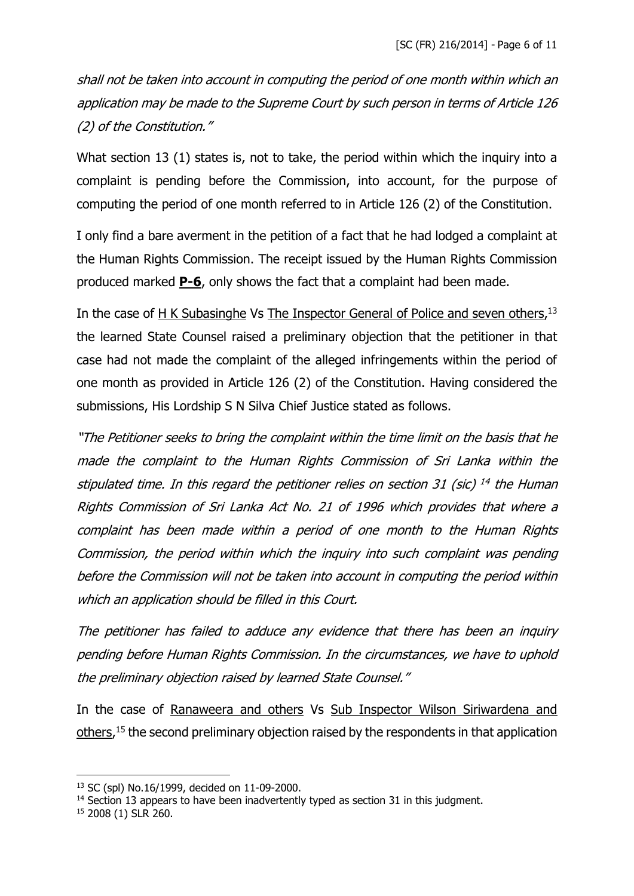*shall not be taken into account in computing the period of one month within which an application may be made to the Supreme Court by such person in terms of Article 126 (2) of the Constitution."*

What section 13 (1) states is, not to take, the period within which the inquiry into a complaint is pending before the Commission, into account, for the purpose of computing the period of one month referred to in Article 126 (2) of the Constitution.

I only find a bare averment in the petition of a fact that he had lodged a complaint at the Human Rights Commission. The receipt issued by the Human Rights Commission produced marked **P-6**, only shows the fact that a complaint had been made.

In the case of H K Subasinghe Vs The Inspector General of Police and seven others,[13] the learned State Counsel raised a preliminary objection that the petitioner in that case had not made the complaint of the alleged infringements within the period of one month as provided in Article 126 (2) of the Constitution. Having considered the submissions, His Lordship S N Silva Chief Justice stated as follows.

*"The Petitioner seeks to bring the complaint within the time limit on the basis that he made the complaint to the Human Rights Commission of Sri Lanka within the stipulated time. In this regard the petitioner relies on section 31 (sic) [14] the Human Rights Commission of Sri Lanka Act No. 21 of 1996 which provides that where a complaint has been made within a period of one month to the Human Rights Commission, the period within which the inquiry into such complaint was pending before the Commission will not be taken into account in computing the period within which an application should be filled in this Court.*

*The petitioner has failed to adduce any evidence that there has been an inquiry pending before Human Rights Commission. In the circumstances, we have to uphold the preliminary objection raised by learned State Counsel."*

In the case of Ranaweera and others Vs Sub Inspector Wilson Siriwardena and others,[15] the second preliminary objection raised by the respondents in that application

---

[13] SC (spl) No.16/1999, decided on 11-09-2000.

[14] Section 13 appears to have been inadvertently typed as section 31 in this judgment.

[15] 2008 (1) SLR 260.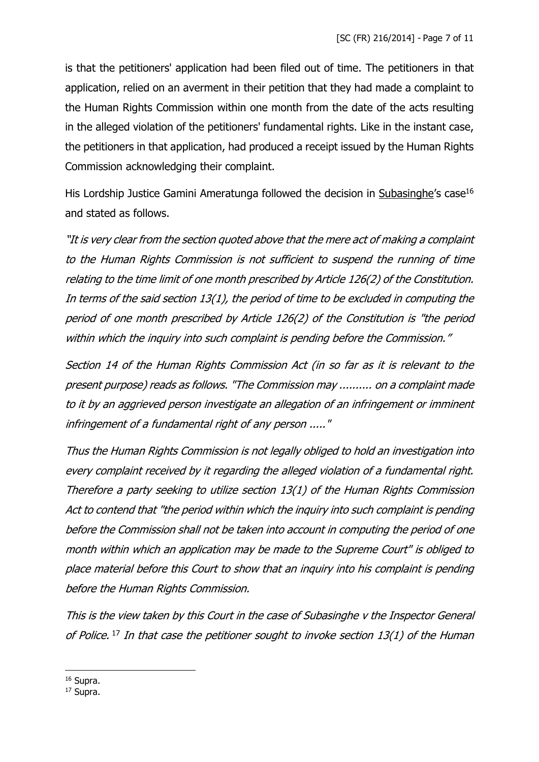is that the petitioners' application had been filed out of time. The petitioners in that application, relied on an averment in their petition that they had made a complaint to the Human Rights Commission within one month from the date of the acts resulting in the alleged violation of the petitioners' fundamental rights. Like in the instant case, the petitioners in that application, had produced a receipt issued by the Human Rights Commission acknowledging their complaint.

His Lordship Justice Gamini Ameratunga followed the decision in Subasinghe's case[16] and stated as follows.

*"It is very clear from the section quoted above that the mere act of making a complaint to the Human Rights Commission is not sufficient to suspend the running of time relating to the time limit of one month prescribed by Article 126(2) of the Constitution. In terms of the said section 13(1), the period of time to be excluded in computing the period of one month prescribed by Article 126(2) of the Constitution is "the period within which the inquiry into such complaint is pending before the Commission."*

*Section 14 of the Human Rights Commission Act (in so far as it is relevant to the present purpose) reads as follows. "The Commission may .......... on a complaint made to it by an aggrieved person investigate an allegation of an infringement or imminent infringement of a fundamental right of any person ....."*

*Thus the Human Rights Commission is not legally obliged to hold an investigation into every complaint received by it regarding the alleged violation of a fundamental right. Therefore a party seeking to utilize section 13(1) of the Human Rights Commission Act to contend that "the period within which the inquiry into such complaint is pending before the Commission shall not be taken into account in computing the period of one month within which an application may be made to the Supreme Court" is obliged to place material before this Court to show that an inquiry into his complaint is pending before the Human Rights Commission.*

*This is the view taken by this Court in the case of Subasinghe v the Inspector General of Police.*[17] *In that case the petitioner sought to invoke section 13(1) of the Human*

---

[16] Supra.

[17] Supra.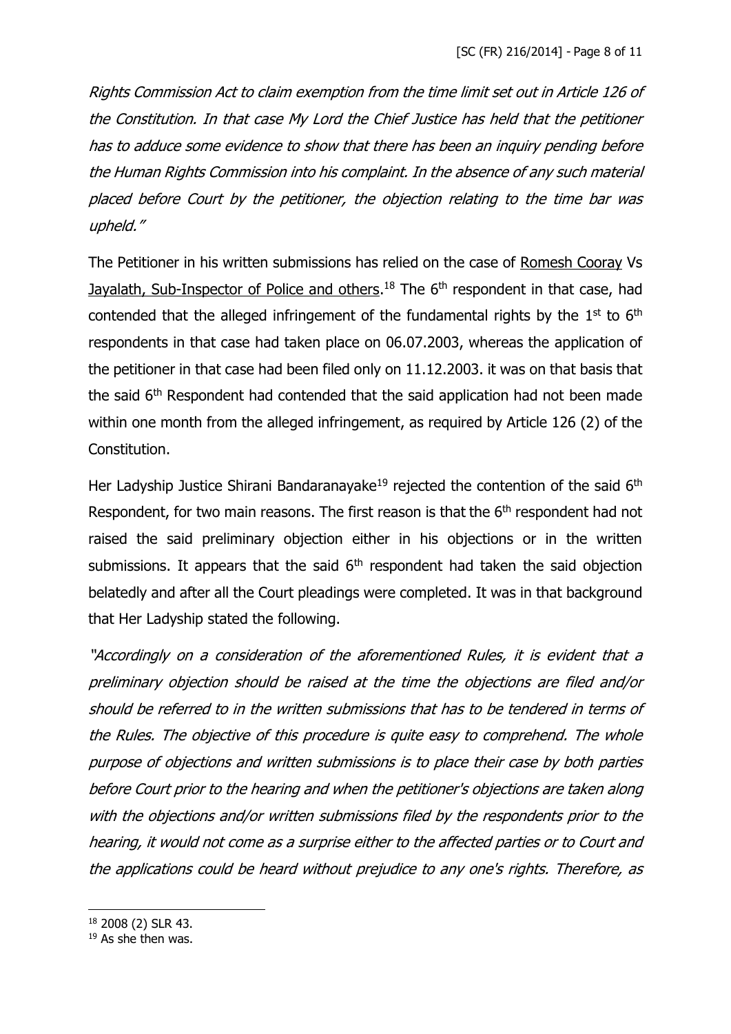*Rights Commission Act to claim exemption from the time limit set out in Article 126 of the Constitution. In that case My Lord the Chief Justice has held that the petitioner has to adduce some evidence to show that there has been an inquiry pending before the Human Rights Commission into his complaint. In the absence of any such material placed before Court by the petitioner, the objection relating to the time bar was upheld."*

The Petitioner in his written submissions has relied on the case of Romesh Cooray Vs Jayalath, Sub-Inspector of Police and others.[18] The 6th respondent in that case, had contended that the alleged infringement of the fundamental rights by the 1st to 6th respondents in that case had taken place on 06.07.2003, whereas the application of the petitioner in that case had been filed only on 11.12.2003. it was on that basis that the said 6th Respondent had contended that the said application had not been made within one month from the alleged infringement, as required by Article 126 (2) of the Constitution.

Her Ladyship Justice Shirani Bandaranayake[19] rejected the contention of the said 6th Respondent, for two main reasons. The first reason is that the 6th respondent had not raised the said preliminary objection either in his objections or in the written submissions. It appears that the said 6th respondent had taken the said objection belatedly and after all the Court pleadings were completed. It was in that background that Her Ladyship stated the following.

*"Accordingly on a consideration of the aforementioned Rules, it is evident that a preliminary objection should be raised at the time the objections are filed and/or should be referred to in the written submissions that has to be tendered in terms of the Rules. The objective of this procedure is quite easy to comprehend. The whole purpose of objections and written submissions is to place their case by both parties before Court prior to the hearing and when the petitioner's objections are taken along with the objections and/or written submissions filed by the respondents prior to the hearing, it would not come as a surprise either to the affected parties or to Court and the applications could be heard without prejudice to any one's rights. Therefore, as*

---

[18] 2008 (2) SLR 43.

[19] As she then was.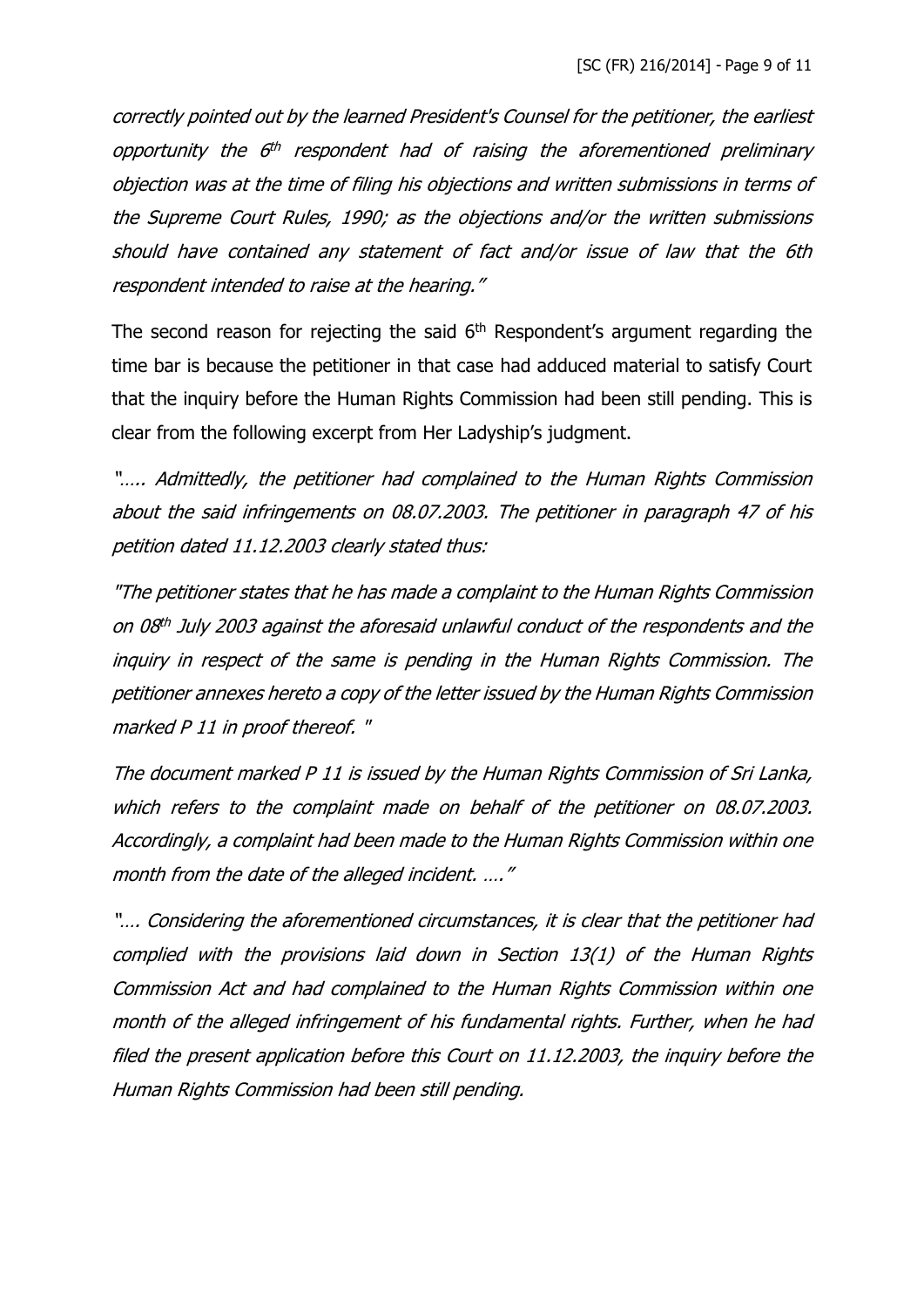*correctly pointed out by the learned President's Counsel for the petitioner, the earliest opportunity the 6th respondent had of raising the aforementioned preliminary objection was at the time of filing his objections and written submissions in terms of the Supreme Court Rules, 1990; as the objections and/or the written submissions should have contained any statement of fact and/or issue of law that the 6th respondent intended to raise at the hearing."*

The second reason for rejecting the said 6th Respondent's argument regarding the time bar is because the petitioner in that case had adduced material to satisfy Court that the inquiry before the Human Rights Commission had been still pending. This is clear from the following excerpt from Her Ladyship's judgment.

*"….. Admittedly, the petitioner had complained to the Human Rights Commission about the said infringements on 08.07.2003. The petitioner in paragraph 47 of his petition dated 11.12.2003 clearly stated thus:*

*"The petitioner states that he has made a complaint to the Human Rights Commission on 08th July 2003 against the aforesaid unlawful conduct of the respondents and the inquiry in respect of the same is pending in the Human Rights Commission. The petitioner annexes hereto a copy of the letter issued by the Human Rights Commission marked P 11 in proof thereof. "*

*The document marked P 11 is issued by the Human Rights Commission of Sri Lanka, which refers to the complaint made on behalf of the petitioner on 08.07.2003. Accordingly, a complaint had been made to the Human Rights Commission within one month from the date of the alleged incident. …."*

*"…. Considering the aforementioned circumstances, it is clear that the petitioner had complied with the provisions laid down in Section 13(1) of the Human Rights Commission Act and had complained to the Human Rights Commission within one month of the alleged infringement of his fundamental rights. Further, when he had filed the present application before this Court on 11.12.2003, the inquiry before the Human Rights Commission had been still pending.*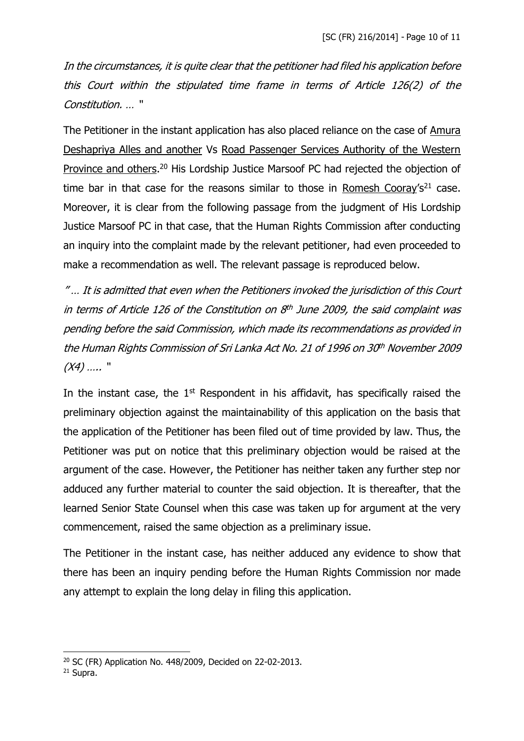*In the circumstances, it is quite clear that the petitioner had filed his application before this Court within the stipulated time frame in terms of Article 126(2) of the Constitution. …* "

The Petitioner in the instant application has also placed reliance on the case of Amura Deshapriya Alles and another Vs Road Passenger Services Authority of the Western Province and others.[20] His Lordship Justice Marsoof PC had rejected the objection of time bar in that case for the reasons similar to those in Romesh Cooray's[21] case. Moreover, it is clear from the following passage from the judgment of His Lordship Justice Marsoof PC in that case, that the Human Rights Commission after conducting an inquiry into the complaint made by the relevant petitioner, had even proceeded to make a recommendation as well. The relevant passage is reproduced below.

*" … It is admitted that even when the Petitioners invoked the jurisdiction of this Court in terms of Article 126 of the Constitution on 8th June 2009, the said complaint was pending before the said Commission, which made its recommendations as provided in the Human Rights Commission of Sri Lanka Act No. 21 of 1996 on 30th November 2009 (X4) …..* "

In the instant case, the 1st Respondent in his affidavit, has specifically raised the preliminary objection against the maintainability of this application on the basis that the application of the Petitioner has been filed out of time provided by law. Thus, the Petitioner was put on notice that this preliminary objection would be raised at the argument of the case. However, the Petitioner has neither taken any further step nor adduced any further material to counter the said objection. It is thereafter, that the learned Senior State Counsel when this case was taken up for argument at the very commencement, raised the same objection as a preliminary issue.

The Petitioner in the instant case, has neither adduced any evidence to show that there has been an inquiry pending before the Human Rights Commission nor made any attempt to explain the long delay in filing this application.

---

[20] SC (FR) Application No. 448/2009, Decided on 22-02-2013.

[21] Supra.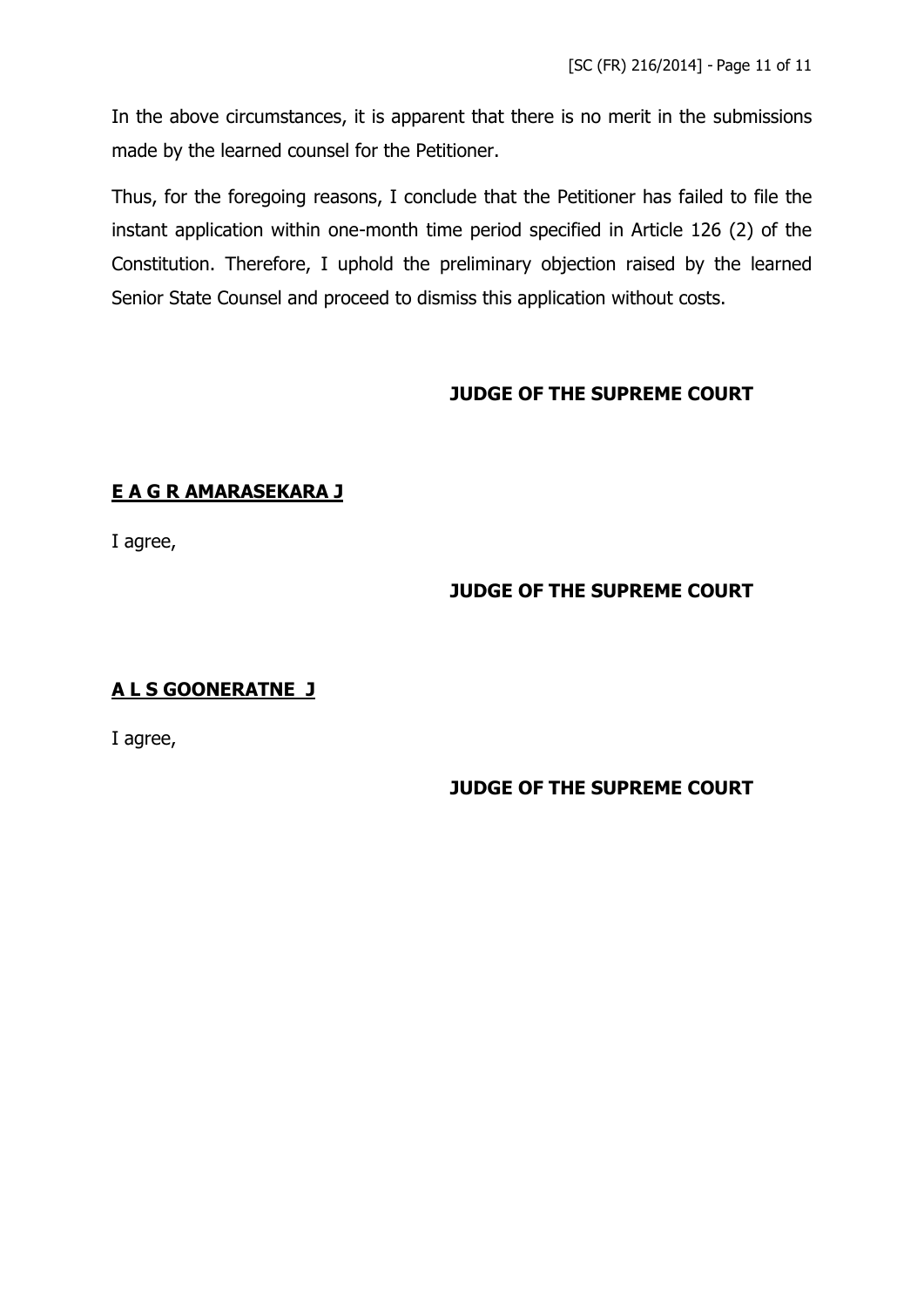In the above circumstances, it is apparent that there is no merit in the submissions made by the learned counsel for the Petitioner.

Thus, for the foregoing reasons, I conclude that the Petitioner has failed to file the instant application within one-month time period specified in Article 126 (2) of the Constitution. Therefore, I uphold the preliminary objection raised by the learned Senior State Counsel and proceed to dismiss this application without costs.

**JUDGE OF THE SUPREME COURT**

**E A G R AMARASEKARA J**

I agree,

**JUDGE OF THE SUPREME COURT**

**A L S GOONERATNE J**

I agree,

**JUDGE OF THE SUPREME COURT**